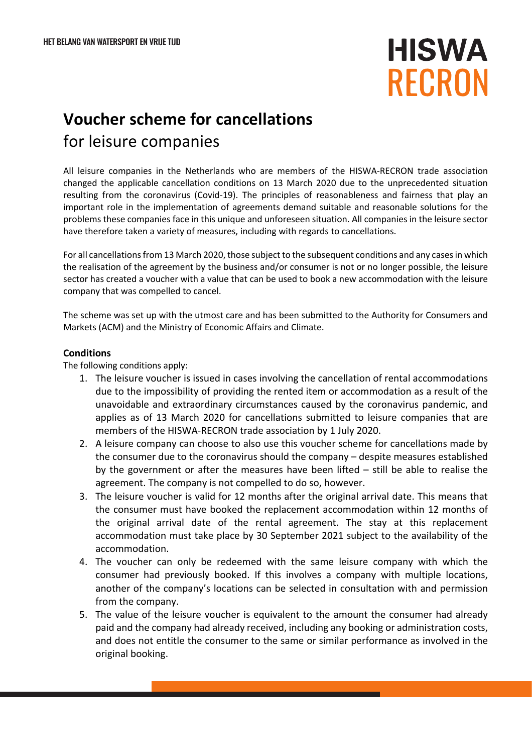# Voucher scheme for cancellations

## for leisure companies

All leisure companies in the Netherlands who are members of the HISWA-RECRON trade association changed the applicable cancellation conditions on 13 March 2020 due to the unprecedented situation resulting from the coronavirus (Covid-19). The principles of reasonableness and fairness that play an important role in the implementation of agreements demand suitable and reasonable solutions for the problems these companies face in this unique and unforeseen situation. All companies in the leisure sector have therefore taken a variety of measures, including with regards to cancellations.

For all cancellations from 13 March 2020, those subject to the subsequent conditions and any cases in which the realisation of the agreement by the business and/or consumer is not or no longer possible, the leisure sector has created a voucher with a value that can be used to book a new accommodation with the leisure company that was compelled to cancel.

The scheme was set up with the utmost care and has been submitted to the Authority for Consumers and Markets (ACM) and the Ministry of Economic Affairs and Climate.

**Conditions**

The following conditions apply:

1. The leisure voucher is issued in cases involving the cancellation of rental accommodations due to the impossibility of providing the rented item or accommodation as a result of the unavoidable and extraordinary circumstances caused by the coronavirus pandemic, and applies as of 13 March 2020 for cancellations submitted to leisure companies that are members of the HISWA-RECRON trade association by 1 July 2020.
2. A leisure company can choose to also use this voucher scheme for cancellations made by the consumer due to the coronavirus should the company – despite measures established by the government or after the measures have been lifted – still be able to realise the agreement. The company is not compelled to do so, however.
3. The leisure voucher is valid for 12 months after the original arrival date. This means that the consumer must have booked the replacement accommodation within 12 months of the original arrival date of the rental agreement. The stay at this replacement accommodation must take place by 30 September 2021 subject to the availability of the accommodation.
4. The voucher can only be redeemed with the same leisure company with which the consumer had previously booked. If this involves a company with multiple locations, another of the company's locations can be selected in consultation with and permission from the company.
5. The value of the leisure voucher is equivalent to the amount the consumer had already paid and the company had already received, including any booking or administration costs, and does not entitle the consumer to the same or similar performance as involved in the original booking.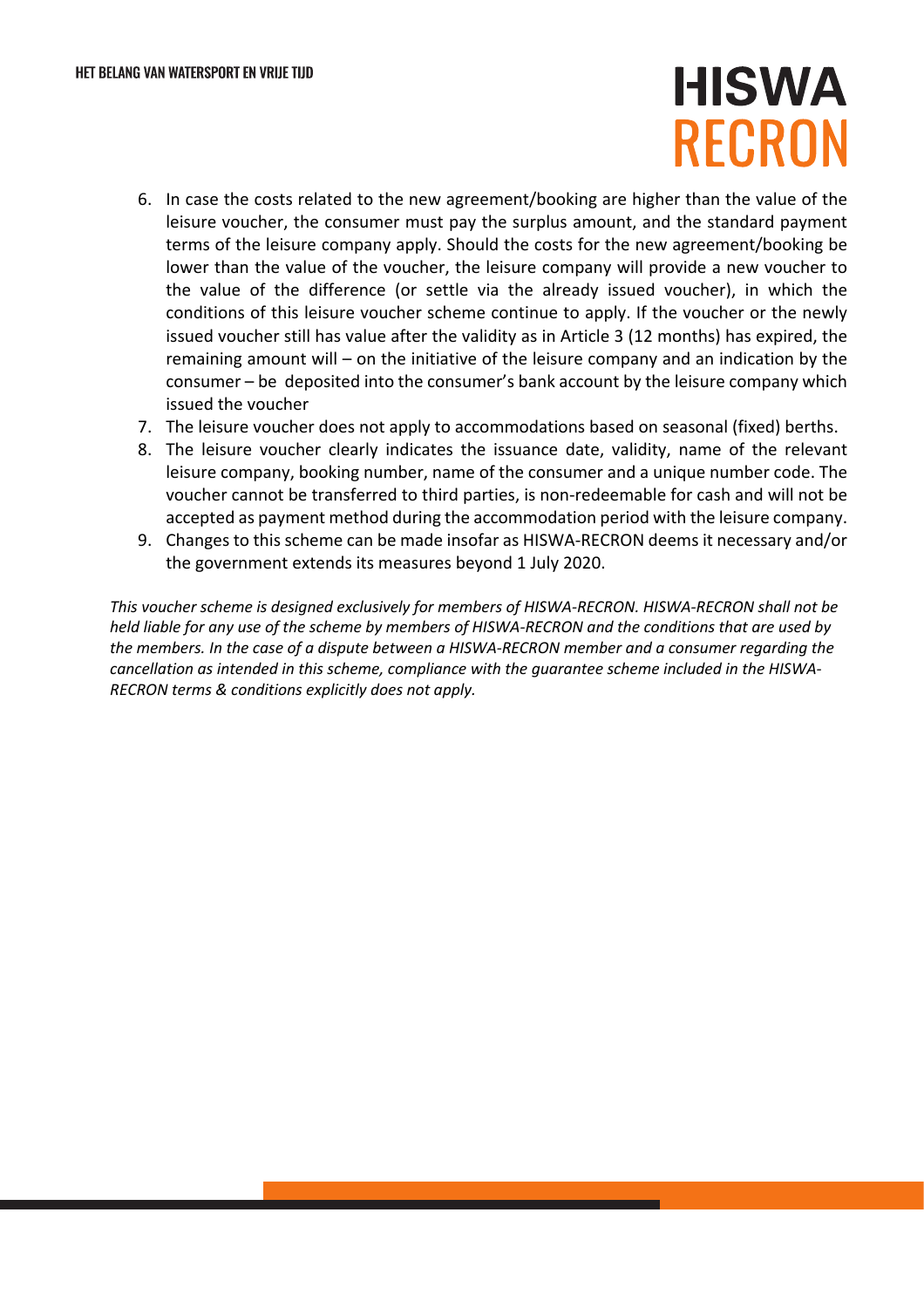6. In case the costs related to the new agreement/booking are higher than the value of the leisure voucher, the consumer must pay the surplus amount, and the standard payment terms of the leisure company apply. Should the costs for the new agreement/booking be lower than the value of the voucher, the leisure company will provide a new voucher to the value of the difference (or settle via the already issued voucher), in which the conditions of this leisure voucher scheme continue to apply. If the voucher or the newly issued voucher still has value after the validity as in Article 3 (12 months) has expired, the remaining amount will – on the initiative of the leisure company and an indication by the consumer – be deposited into the consumer's bank account by the leisure company which issued the voucher
7. The leisure voucher does not apply to accommodations based on seasonal (fixed) berths.
8. The leisure voucher clearly indicates the issuance date, validity, name of the relevant leisure company, booking number, name of the consumer and a unique number code. The voucher cannot be transferred to third parties, is non-redeemable for cash and will not be accepted as payment method during the accommodation period with the leisure company.
9. Changes to this scheme can be made insofar as HISWA-RECRON deems it necessary and/or the government extends its measures beyond 1 July 2020.

*This voucher scheme is designed exclusively for members of HISWA-RECRON. HISWA-RECRON shall not be held liable for any use of the scheme by members of HISWA-RECRON and the conditions that are used by the members. In the case of a dispute between a HISWA-RECRON member and a consumer regarding the cancellation as intended in this scheme, compliance with the guarantee scheme included in the HISWA-RECRON terms & conditions explicitly does not apply.*